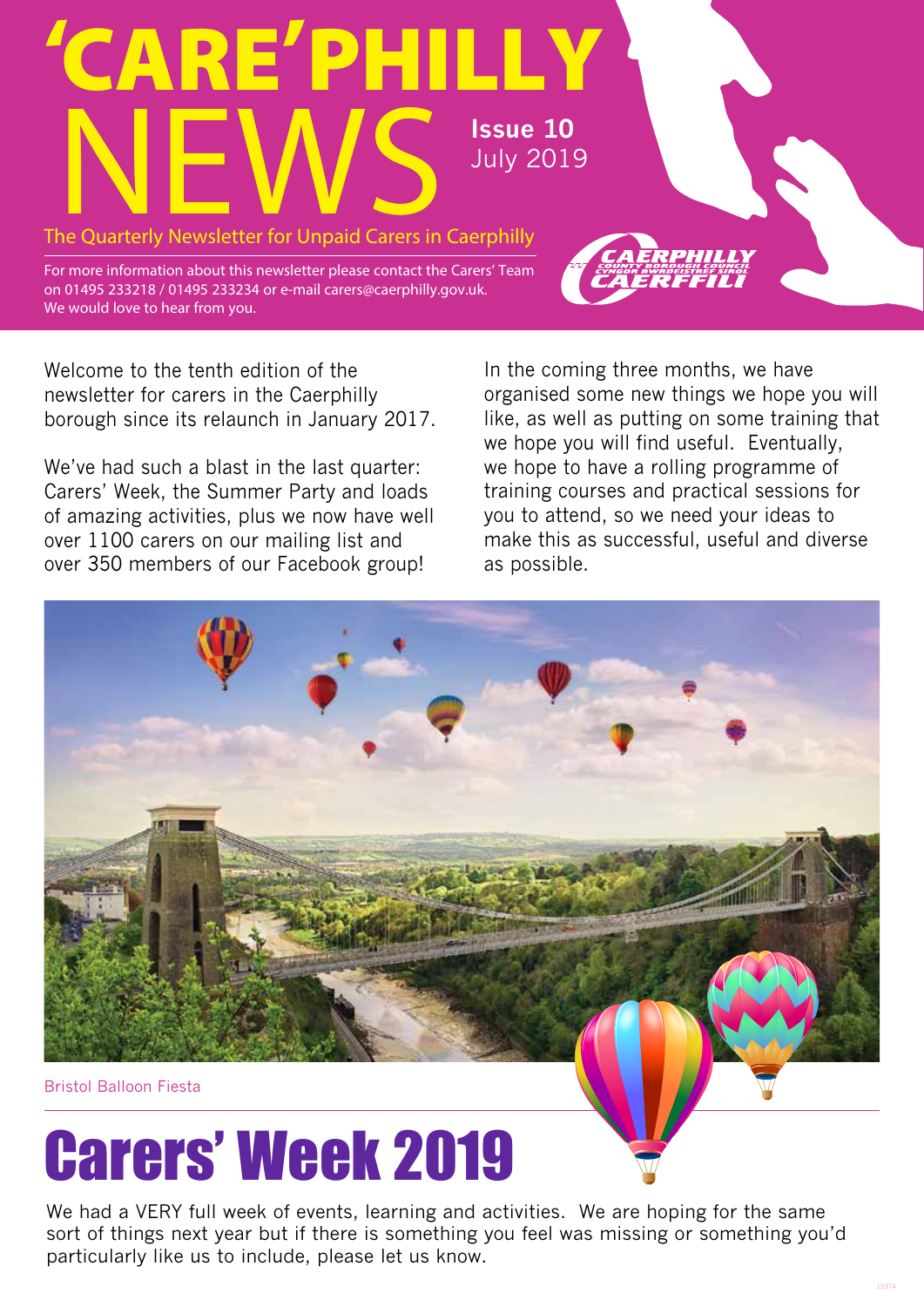# 'CARE'PHILLY NEWS

**Issue 10**
July 2019

The Quarterly Newsletter for Unpaid Carers in Caerphilly

For more information about this newsletter please contact the Carers' Team on 01495 233218 / 01495 233234 or e-mail carers@caerphilly.gov.uk. We would love to hear from you.

Welcome to the tenth edition of the newsletter for carers in the Caerphilly borough since its relaunch in January 2017.

We've had such a blast in the last quarter: Carers' Week, the Summer Party and loads of amazing activities, plus we now have well over 1100 carers on our mailing list and over 350 members of our Facebook group!

In the coming three months, we have organised some new things we hope you will like, as well as putting on some training that we hope you will find useful. Eventually, we hope to have a rolling programme of training courses and practical sessions for you to attend, so we need your ideas to make this as successful, useful and diverse as possible.

Bristol Balloon Fiesta

## Carers' Week 2019

We had a VERY full week of events, learning and activities. We are hoping for the same sort of things next year but if there is something you feel was missing or something you'd particularly like us to include, please let us know.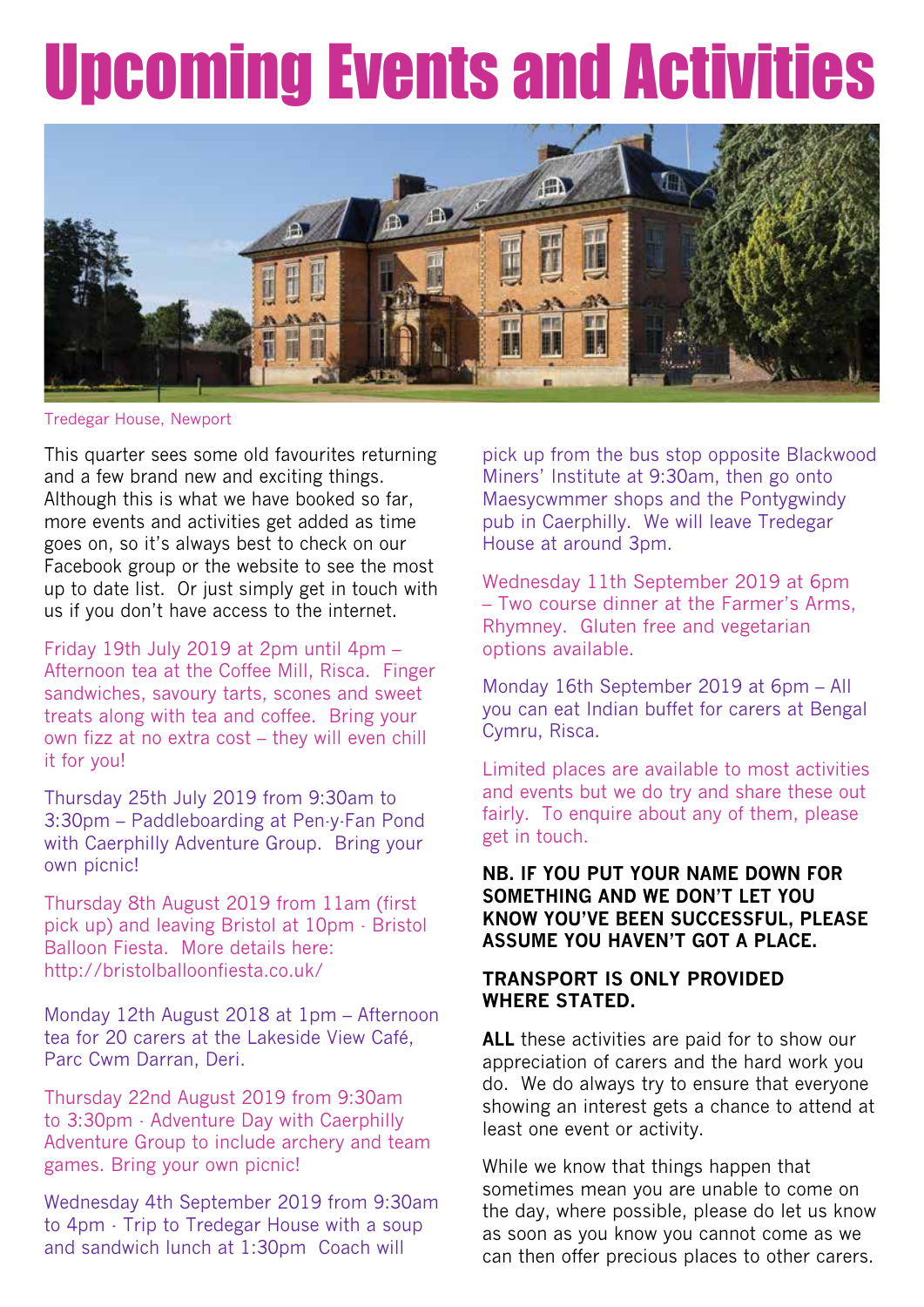# Upcoming Events and Activities

Tredegar House, Newport

This quarter sees some old favourites returning and a few brand new and exciting things. Although this is what we have booked so far, more events and activities get added as time goes on, so it's always best to check on our Facebook group or the website to see the most up to date list. Or just simply get in touch with us if you don't have access to the internet.

Friday 19th July 2019 at 2pm until 4pm – Afternoon tea at the Coffee Mill, Risca. Finger sandwiches, savoury tarts, scones and sweet treats along with tea and coffee. Bring your own fizz at no extra cost – they will even chill it for you!

Thursday 25th July 2019 from 9:30am to 3:30pm – Paddleboarding at Pen-y-Fan Pond with Caerphilly Adventure Group. Bring your own picnic!

Thursday 8th August 2019 from 11am (first pick up) and leaving Bristol at 10pm - Bristol Balloon Fiesta. More details here: http://bristolballoonfiesta.co.uk/

Monday 12th August 2018 at 1pm – Afternoon tea for 20 carers at the Lakeside View Café, Parc Cwm Darran, Deri.

Thursday 22nd August 2019 from 9:30am to 3:30pm - Adventure Day with Caerphilly Adventure Group to include archery and team games. Bring your own picnic!

Wednesday 4th September 2019 from 9:30am to 4pm - Trip to Tredegar House with a soup and sandwich lunch at 1:30pm Coach will pick up from the bus stop opposite Blackwood Miners' Institute at 9:30am, then go onto Maesycwmmer shops and the Pontygwindy pub in Caerphilly. We will leave Tredegar House at around 3pm.

Wednesday 11th September 2019 at 6pm – Two course dinner at the Farmer's Arms, Rhymney. Gluten free and vegetarian options available.

Monday 16th September 2019 at 6pm – All you can eat Indian buffet for carers at Bengal Cymru, Risca.

Limited places are available to most activities and events but we do try and share these out fairly. To enquire about any of them, please get in touch.

**NB. IF YOU PUT YOUR NAME DOWN FOR SOMETHING AND WE DON'T LET YOU KNOW YOU'VE BEEN SUCCESSFUL, PLEASE ASSUME YOU HAVEN'T GOT A PLACE.**

**TRANSPORT IS ONLY PROVIDED WHERE STATED.**

**ALL** these activities are paid for to show our appreciation of carers and the hard work you do. We do always try to ensure that everyone showing an interest gets a chance to attend at least one event or activity.

While we know that things happen that sometimes mean you are unable to come on the day, where possible, please do let us know as soon as you know you cannot come as we can then offer precious places to other carers.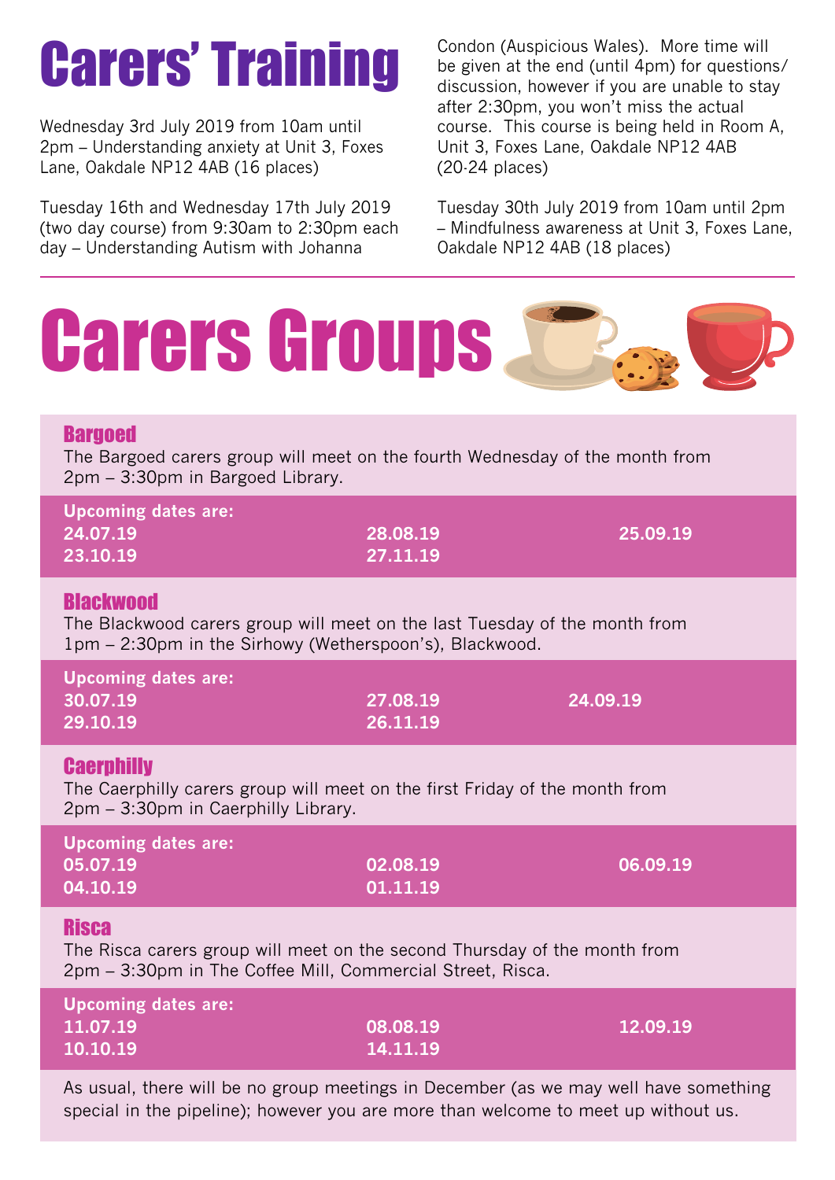# Carers' Training

Wednesday 3rd July 2019 from 10am until 2pm – Understanding anxiety at Unit 3, Foxes Lane, Oakdale NP12 4AB (16 places)

Tuesday 16th and Wednesday 17th July 2019 (two day course) from 9:30am to 2:30pm each day – Understanding Autism with Johanna Condon (Auspicious Wales). More time will be given at the end (until 4pm) for questions/discussion, however if you are unable to stay after 2:30pm, you won't miss the actual course. This course is being held in Room A, Unit 3, Foxes Lane, Oakdale NP12 4AB (20-24 places)

Tuesday 30th July 2019 from 10am until 2pm – Mindfulness awareness at Unit 3, Foxes Lane, Oakdale NP12 4AB (18 places)

# Carers Groups

## Bargoed

The Bargoed carers group will meet on the fourth Wednesday of the month from 2pm – 3:30pm in Bargoed Library.

**Upcoming dates are:**

| | | |
|---|---|---|
| **24.07.19** | **28.08.19** | **25.09.19** |
| **23.10.19** | **27.11.19** | |

## Blackwood

The Blackwood carers group will meet on the last Tuesday of the month from 1pm – 2:30pm in the Sirhowy (Wetherspoon's), Blackwood.

**Upcoming dates are:**

| | | |
|---|---|---|
| **30.07.19** | **27.08.19** | **24.09.19** |
| **29.10.19** | **26.11.19** | |

## Caerphilly

The Caerphilly carers group will meet on the first Friday of the month from 2pm – 3:30pm in Caerphilly Library.

**Upcoming dates are:**

| | | |
|---|---|---|
| **05.07.19** | **02.08.19** | **06.09.19** |
| **04.10.19** | **01.11.19** | |

## Risca

The Risca carers group will meet on the second Thursday of the month from 2pm – 3:30pm in The Coffee Mill, Commercial Street, Risca.

**Upcoming dates are:**

| | | |
|---|---|---|
| **11.07.19** | **08.08.19** | **12.09.19** |
| **10.10.19** | **14.11.19** | |

As usual, there will be no group meetings in December (as we may well have something special in the pipeline); however you are more than welcome to meet up without us.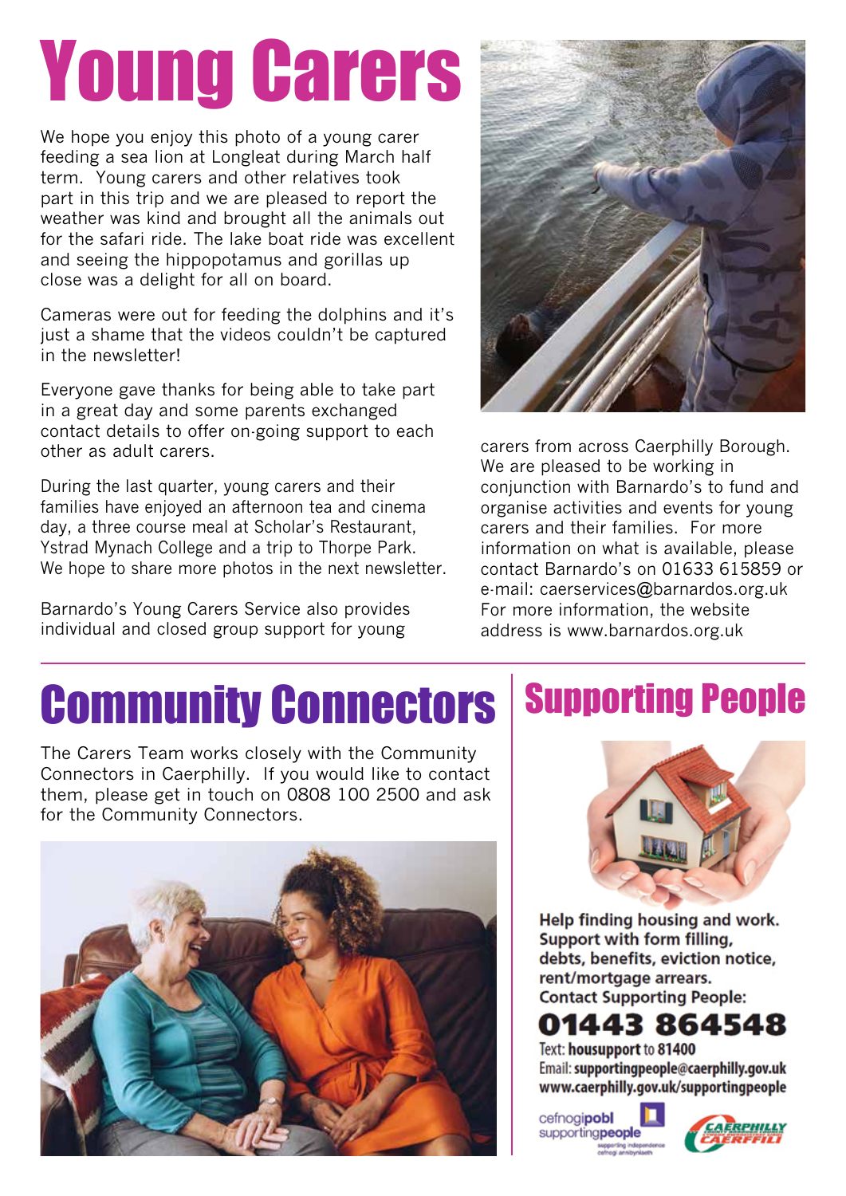# Young Carers

We hope you enjoy this photo of a young carer feeding a sea lion at Longleat during March half term. Young carers and other relatives took part in this trip and we are pleased to report the weather was kind and brought all the animals out for the safari ride. The lake boat ride was excellent and seeing the hippopotamus and gorillas up close was a delight for all on board.

Cameras were out for feeding the dolphins and it's just a shame that the videos couldn't be captured in the newsletter!

Everyone gave thanks for being able to take part in a great day and some parents exchanged contact details to offer on-going support to each other as adult carers.

During the last quarter, young carers and their families have enjoyed an afternoon tea and cinema day, a three course meal at Scholar's Restaurant, Ystrad Mynach College and a trip to Thorpe Park. We hope to share more photos in the next newsletter.

Barnardo's Young Carers Service also provides individual and closed group support for young carers from across Caerphilly Borough. We are pleased to be working in conjunction with Barnardo's to fund and organise activities and events for young carers and their families. For more information on what is available, please contact Barnardo's on 01633 615859 or e-mail: caerservices@barnardos.org.uk For more information, the website address is www.barnardos.org.uk

# Community Connectors

The Carers Team works closely with the Community Connectors in Caerphilly. If you would like to contact them, please get in touch on 0808 100 2500 and ask for the Community Connectors.

# Supporting People

**Help finding housing and work. Support with form filling, debts, benefits, eviction notice, rent/mortgage arrears. Contact Supporting People:**

**01443 864548**

Text: **housupport** to **81400**

Email: **supportingpeople@caerphilly.gov.uk**

**www.caerphilly.gov.uk/supportingpeople**

cefnogi**pobl** supporting**people** supporting independence cefnogi annibyniaeth

CAERPHILLY CAERFFILI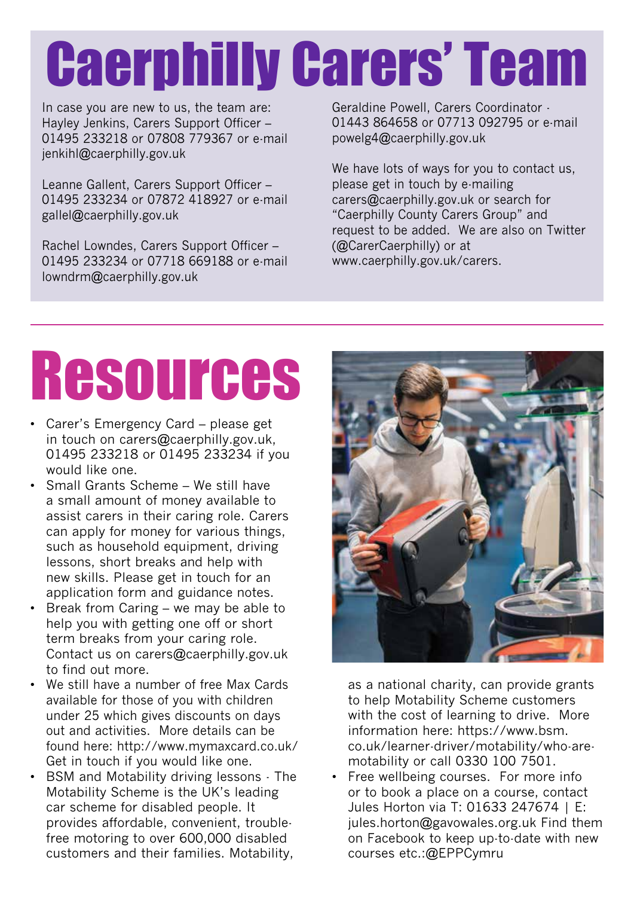# Caerphilly Carers' Team

In case you are new to us, the team are:
Hayley Jenkins, Carers Support Officer – 01495 233218 or 07808 779367 or e-mail jenkihl@caerphilly.gov.uk

Leanne Gallent, Carers Support Officer – 01495 233234 or 07872 418927 or e-mail gallel@caerphilly.gov.uk

Rachel Lowndes, Carers Support Officer – 01495 233234 or 07718 669188 or e-mail lowndrm@caerphilly.gov.uk

Geraldine Powell, Carers Coordinator - 01443 864658 or 07713 092795 or e-mail powelg4@caerphilly.gov.uk

We have lots of ways for you to contact us, please get in touch by e-mailing carers@caerphilly.gov.uk or search for "Caerphilly County Carers Group" and request to be added. We are also on Twitter (@CarerCaerphilly) or at www.caerphilly.gov.uk/carers.

# Resources

- Carer's Emergency Card – please get in touch on carers@caerphilly.gov.uk, 01495 233218 or 01495 233234 if you would like one.
- Small Grants Scheme – We still have a small amount of money available to assist carers in their caring role. Carers can apply for money for various things, such as household equipment, driving lessons, short breaks and help with new skills. Please get in touch for an application form and guidance notes.
- Break from Caring – we may be able to help you with getting one off or short term breaks from your caring role. Contact us on carers@caerphilly.gov.uk to find out more.
- We still have a number of free Max Cards available for those of you with children under 25 which gives discounts on days out and activities. More details can be found here: http://www.mymaxcard.co.uk/ Get in touch if you would like one.
- BSM and Motability driving lessons - The Motability Scheme is the UK's leading car scheme for disabled people. It provides affordable, convenient, trouble-free motoring to over 600,000 disabled customers and their families. Motability, as a national charity, can provide grants to help Motability Scheme customers with the cost of learning to drive. More information here: https://www.bsm.co.uk/learner-driver/motability/who-are-motability or call 0330 100 7501.
- Free wellbeing courses. For more info or to book a place on a course, contact Jules Horton via T: 01633 247674 | E: jules.horton@gavowales.org.uk Find them on Facebook to keep up-to-date with new courses etc.:@EPPCymru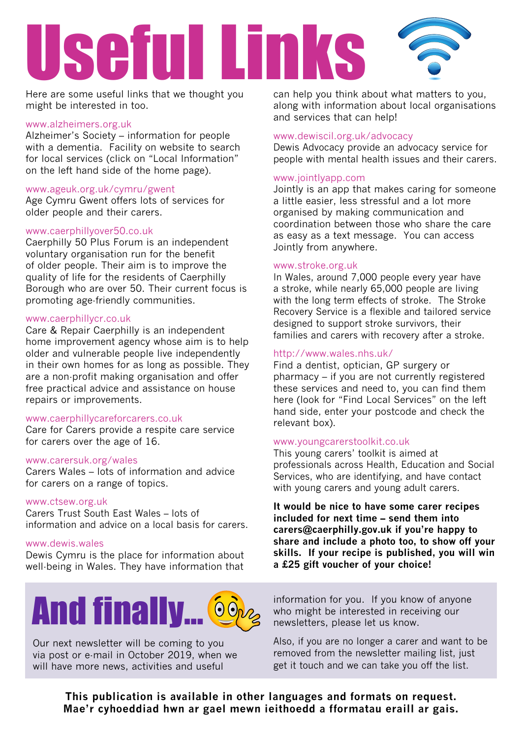# Useful Links

Here are some useful links that we thought you might be interested in too.

www.alzheimers.org.uk
Alzheimer's Society – information for people with a dementia. Facility on website to search for local services (click on "Local Information" on the left hand side of the home page).

www.ageuk.org.uk/cymru/gwent
Age Cymru Gwent offers lots of services for older people and their carers.

www.caerphillyover50.co.uk
Caerphilly 50 Plus Forum is an independent voluntary organisation run for the benefit of older people. Their aim is to improve the quality of life for the residents of Caerphilly Borough who are over 50. Their current focus is promoting age-friendly communities.

www.caerphillycr.co.uk
Care & Repair Caerphilly is an independent home improvement agency whose aim is to help older and vulnerable people live independently in their own homes for as long as possible. They are a non-profit making organisation and offer free practical advice and assistance on house repairs or improvements.

www.caerphillycareforcarers.co.uk
Care for Carers provide a respite care service for carers over the age of 16.

www.carersuk.org/wales
Carers Wales – lots of information and advice for carers on a range of topics.

www.ctsew.org.uk
Carers Trust South East Wales – lots of information and advice on a local basis for carers.

www.dewis.wales
Dewis Cymru is the place for information about well-being in Wales. They have information that can help you think about what matters to you, along with information about local organisations and services that can help!

www.dewiscil.org.uk/advocacy
Dewis Advocacy provide an advocacy service for people with mental health issues and their carers.

www.jointlyapp.com
Jointly is an app that makes caring for someone a little easier, less stressful and a lot more organised by making communication and coordination between those who share the care as easy as a text message. You can access Jointly from anywhere.

www.stroke.org.uk
In Wales, around 7,000 people every year have a stroke, while nearly 65,000 people are living with the long term effects of stroke. The Stroke Recovery Service is a flexible and tailored service designed to support stroke survivors, their families and carers with recovery after a stroke.

http://www.wales.nhs.uk/
Find a dentist, optician, GP surgery or pharmacy – if you are not currently registered these services and need to, you can find them here (look for "Find Local Services" on the left hand side, enter your postcode and check the relevant box).

www.youngcarerstoolkit.co.uk
This young carers' toolkit is aimed at professionals across Health, Education and Social Services, who are identifying, and have contact with young carers and young adult carers.

**It would be nice to have some carer recipes included for next time – send them into carers@caerphilly.gov.uk if you're happy to share and include a photo too, to show off your skills. If your recipe is published, you will win a £25 gift voucher of your choice!**

## And finally...

Our next newsletter will be coming to you via post or e-mail in October 2019, when we will have more news, activities and useful information for you. If you know of anyone who might be interested in receiving our newsletters, please let us know.

Also, if you are no longer a carer and want to be removed from the newsletter mailing list, just get it touch and we can take you off the list.

**This publication is available in other languages and formats on request.**
**Mae'r cyhoeddiad hwn ar gael mewn ieithoedd a fformatau eraill ar gais.**